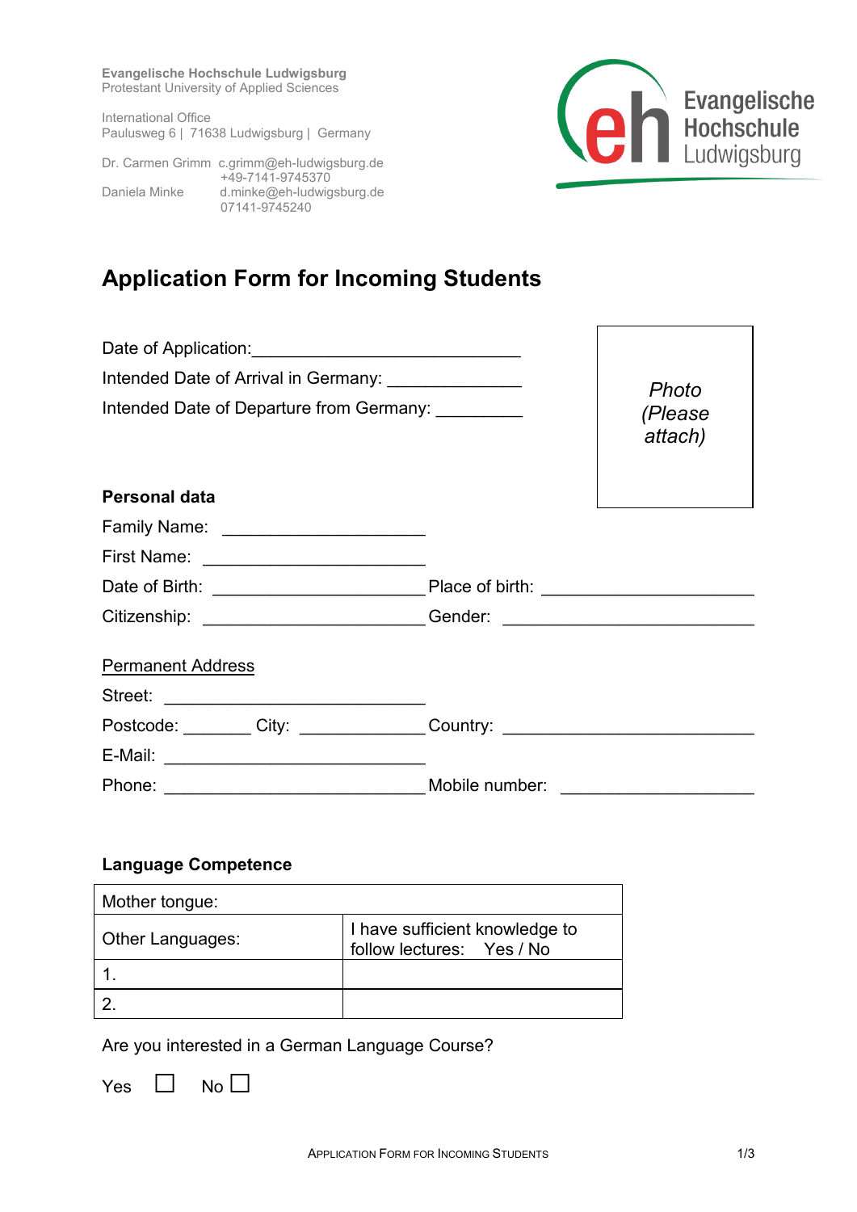**Evangelische Hochschule Ludwigsburg**
Protestant University of Applied Sciences

International Office
Paulusweg 6 | 71638 Ludwigsburg | Germany

Dr. Carmen Grimm c.grimm@eh-ludwigsburg.de
+49-7141-9745370
Daniela Minke d.minke@eh-ludwigsburg.de
07141-9745240

Evangelische Hochschule Ludwigsburg

# Application Form for Incoming Students

Date of Application:____________________________

Intended Date of Arrival in Germany: ______________

Intended Date of Departure from Germany: _________

*Photo (Please attach)*

**Personal data**

Family Name: _____________________

First Name: _______________________

Date of Birth: ______________________ Place of birth: _____________________

Citizenship: _______________________ Gender: ________________________

Permanent Address

Street: ___________________________

Postcode: _______ City: _____________ Country: _________________________

E-Mail: ___________________________

Phone: ___________________________ Mobile number: ____________________

**Language Competence**

| Mother tongue: | |
|---|---|
| Other Languages: | I have sufficient knowledge to follow lectures: Yes / No |
| 1. | |
| 2. | |

Are you interested in a German Language Course?

Yes ☐ No ☐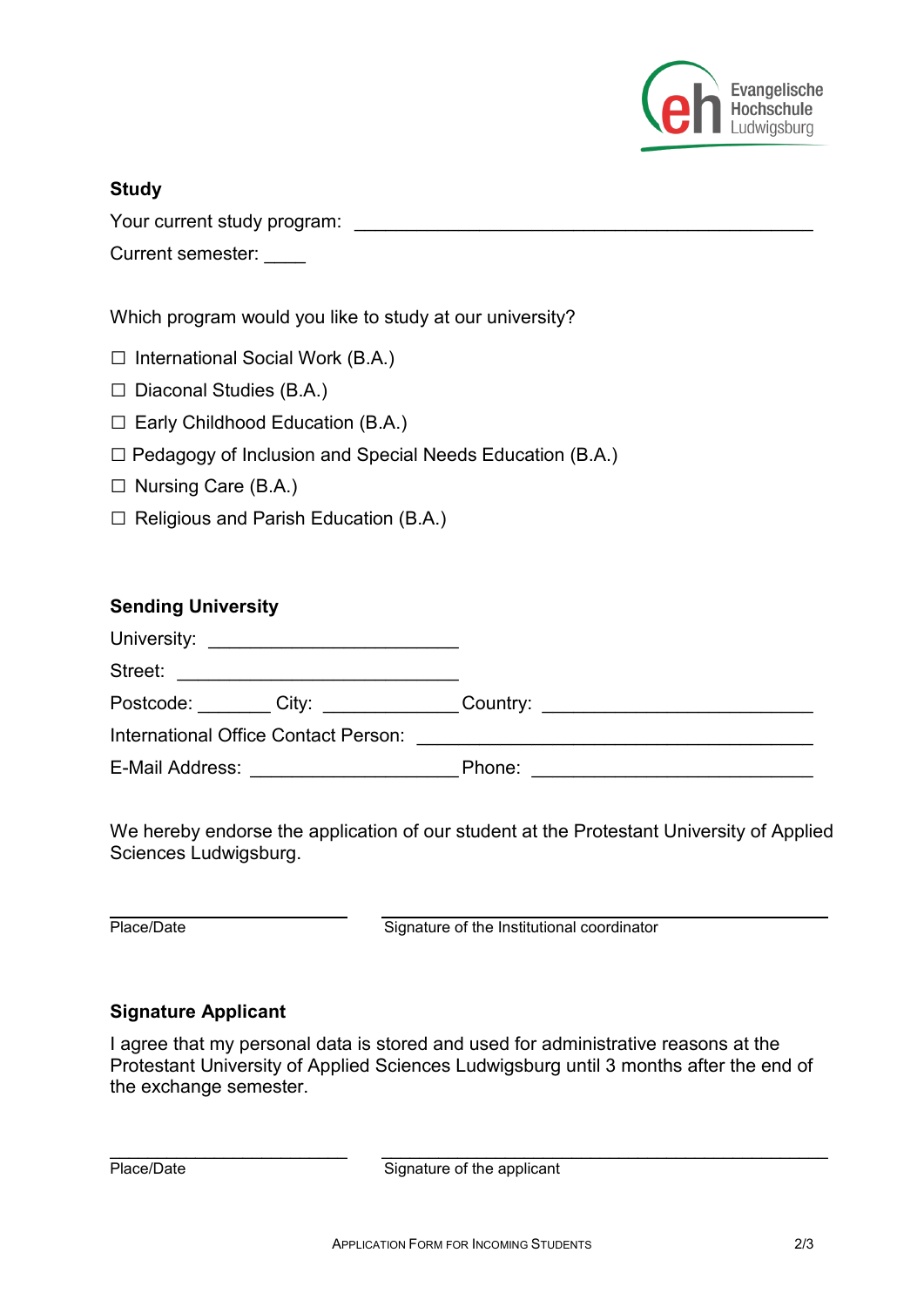## Study

Your current study program: ______________________________________________

Current semester: ____

Which program would you like to study at our university?

☐ International Social Work (B.A.)

☐ Diaconal Studies (B.A.)

☐ Early Childhood Education (B.A.)

☐ Pedagogy of Inclusion and Special Needs Education (B.A.)

☐ Nursing Care (B.A.)

☐ Religious and Parish Education (B.A.)

## Sending University

University: _________________________

Street: ____________________________

Postcode: _______ City: _____________ Country: ___________________________

International Office Contact Person: ________________________________________

E-Mail Address: _____________________ Phone: ____________________________

We hereby endorse the application of our student at the Protestant University of Applied Sciences Ludwigsburg.

________________________ ______________________________________________

Place/Date Signature of the Institutional coordinator

## Signature Applicant

I agree that my personal data is stored and used for administrative reasons at the Protestant University of Applied Sciences Ludwigsburg until 3 months after the end of the exchange semester.

________________________ ______________________________________________

Place/Date Signature of the applicant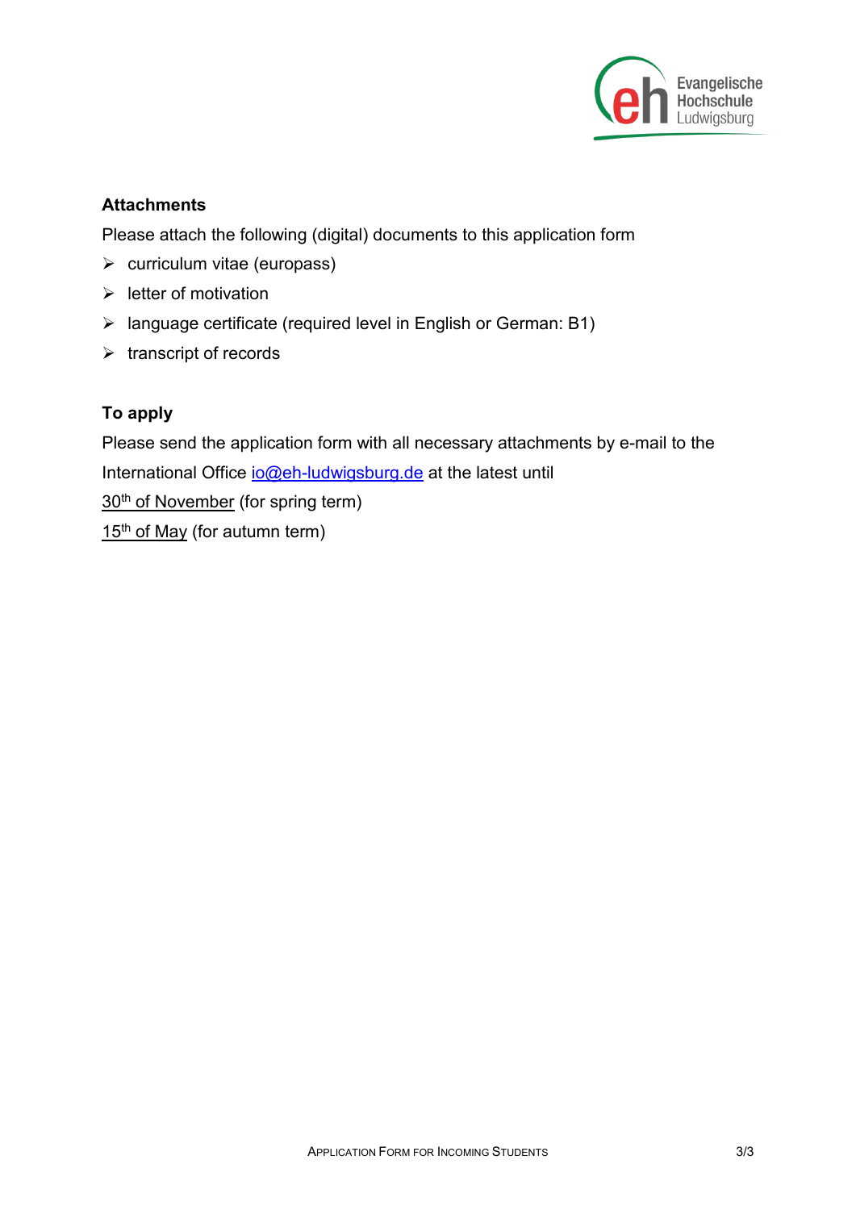**Attachments**

Please attach the following (digital) documents to this application form

- curriculum vitae (europass)
- letter of motivation
- language certificate (required level in English or German: B1)
- transcript of records

**To apply**

Please send the application form with all necessary attachments by e-mail to the International Office io@eh-ludwigsburg.de at the latest until

30th of November (for spring term)

15th of May (for autumn term)